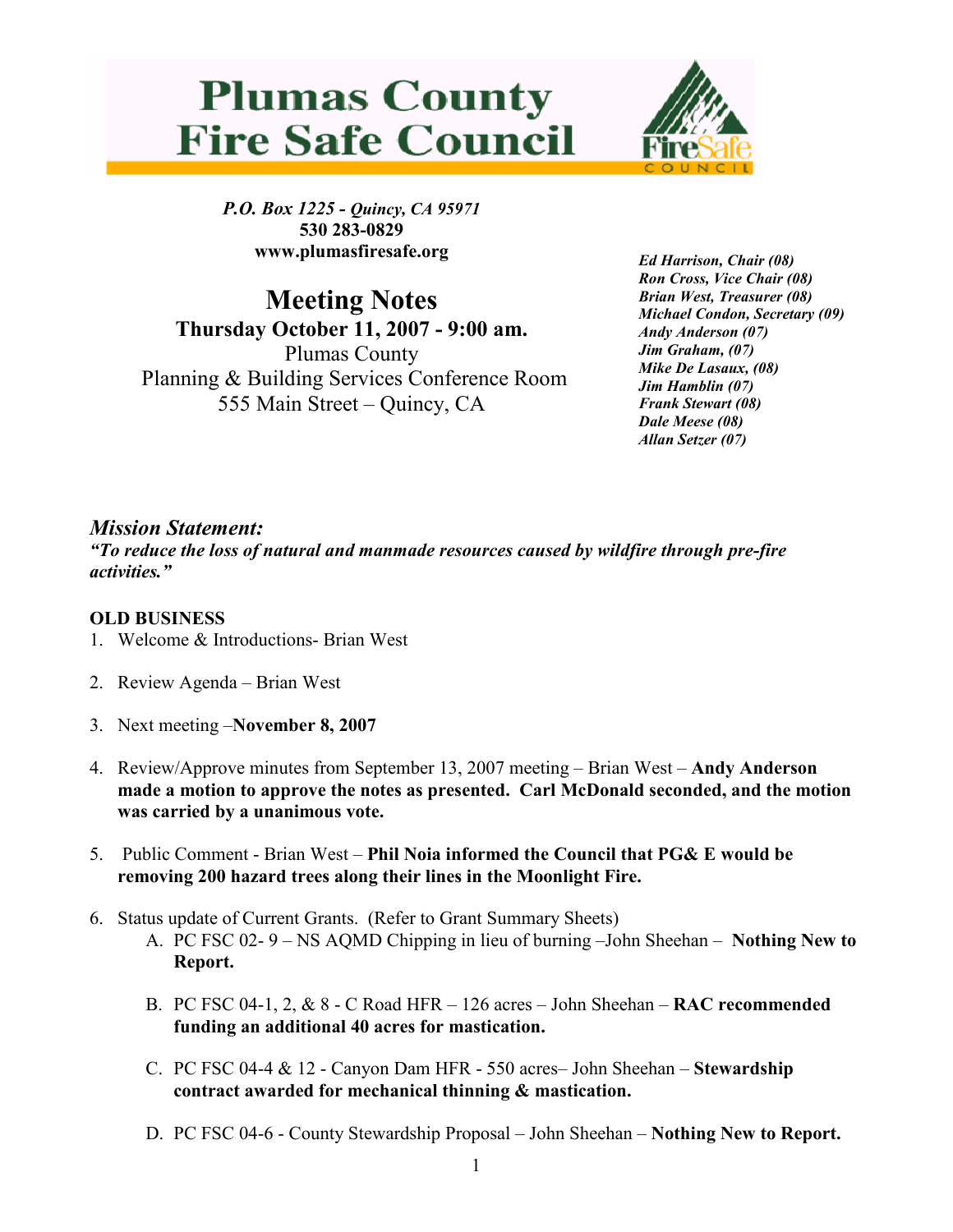# Plumas County Fire Safe Council

***P.O. Box 1225 - Quincy, CA 95971***
**530 283-0829**
**www.plumasfiresafe.org**

***Ed Harrison, Chair (08)***
***Ron Cross, Vice Chair (08)***
***Brian West, Treasurer (08)***
***Michael Condon, Secretary (09)***
***Andy Anderson (07)***
***Jim Graham, (07)***
***Mike De Lasaux, (08)***
***Jim Hamblin (07)***
***Frank Stewart (08)***
***Dale Meese (08)***
***Allan Setzer (07)***

## Meeting Notes

**Thursday October 11, 2007 - 9:00 am.**
Plumas County
Planning & Building Services Conference Room
555 Main Street – Quincy, CA

### *Mission Statement:*

***"To reduce the loss of natural and manmade resources caused by wildfire through pre-fire activities."***

**OLD BUSINESS**

1. Welcome & Introductions- Brian West
2. Review Agenda – Brian West
3. Next meeting –**November 8, 2007**
4. Review/Approve minutes from September 13, 2007 meeting – Brian West – **Andy Anderson made a motion to approve the notes as presented. Carl McDonald seconded, and the motion was carried by a unanimous vote.**
5. Public Comment - Brian West – **Phil Noia informed the Council that PG& E would be removing 200 hazard trees along their lines in the Moonlight Fire.**
6. Status update of Current Grants. (Refer to Grant Summary Sheets)
   A. PC FSC 02- 9 – NS AQMD Chipping in lieu of burning –John Sheehan – **Nothing New to Report.**

   B. PC FSC 04-1, 2, & 8 - C Road HFR – 126 acres – John Sheehan – **RAC recommended funding an additional 40 acres for mastication.**

   C. PC FSC 04-4 & 12 - Canyon Dam HFR - 550 acres– John Sheehan – **Stewardship contract awarded for mechanical thinning & mastication.**

   D. PC FSC 04-6 - County Stewardship Proposal – John Sheehan – **Nothing New to Report.**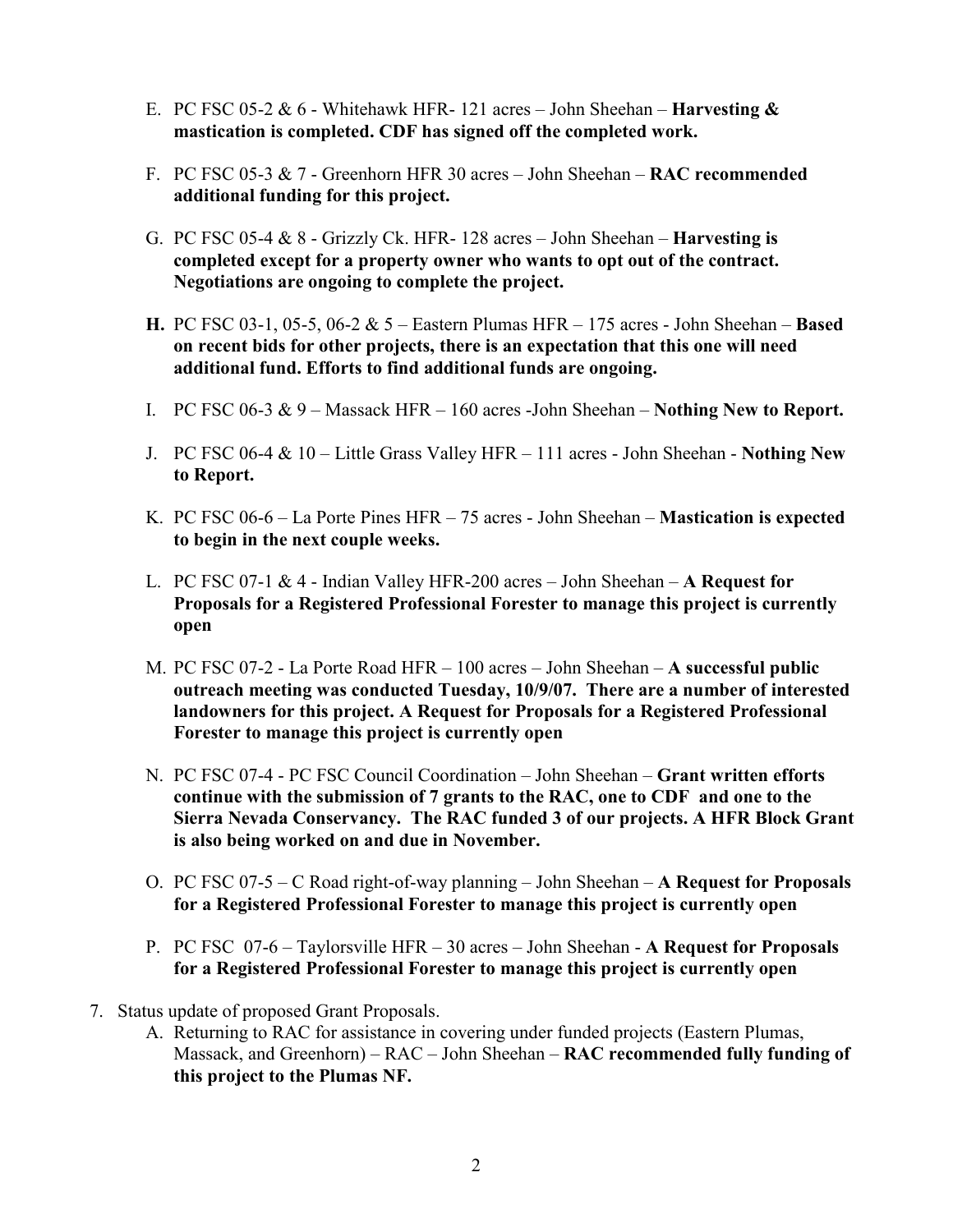E. PC FSC 05-2 & 6 - Whitehawk HFR- 121 acres – John Sheehan – **Harvesting & mastication is completed. CDF has signed off the completed work.**

F. PC FSC 05-3 & 7 - Greenhorn HFR 30 acres – John Sheehan – **RAC recommended additional funding for this project.**

G. PC FSC 05-4 & 8 - Grizzly Ck. HFR- 128 acres – John Sheehan – **Harvesting is completed except for a property owner who wants to opt out of the contract. Negotiations are ongoing to complete the project.**

**H.** PC FSC 03-1, 05-5, 06-2 & 5 – Eastern Plumas HFR – 175 acres - John Sheehan – **Based on recent bids for other projects, there is an expectation that this one will need additional fund. Efforts to find additional funds are ongoing.**

I. PC FSC 06-3 & 9 – Massack HFR – 160 acres -John Sheehan – **Nothing New to Report.**

J. PC FSC 06-4 & 10 – Little Grass Valley HFR – 111 acres - John Sheehan - **Nothing New to Report.**

K. PC FSC 06-6 – La Porte Pines HFR – 75 acres - John Sheehan – **Mastication is expected to begin in the next couple weeks.**

L. PC FSC 07-1 & 4 - Indian Valley HFR-200 acres – John Sheehan – **A Request for Proposals for a Registered Professional Forester to manage this project is currently open**

M. PC FSC 07-2 - La Porte Road HFR – 100 acres – John Sheehan – **A successful public outreach meeting was conducted Tuesday, 10/9/07. There are a number of interested landowners for this project. A Request for Proposals for a Registered Professional Forester to manage this project is currently open**

N. PC FSC 07-4 - PC FSC Council Coordination – John Sheehan – **Grant written efforts continue with the submission of 7 grants to the RAC, one to CDF and one to the Sierra Nevada Conservancy. The RAC funded 3 of our projects. A HFR Block Grant is also being worked on and due in November.**

O. PC FSC 07-5 – C Road right-of-way planning – John Sheehan – **A Request for Proposals for a Registered Professional Forester to manage this project is currently open**

P. PC FSC 07-6 – Taylorsville HFR – 30 acres – John Sheehan - **A Request for Proposals for a Registered Professional Forester to manage this project is currently open**

7. Status update of proposed Grant Proposals.
   A. Returning to RAC for assistance in covering under funded projects (Eastern Plumas, Massack, and Greenhorn) – RAC – John Sheehan – **RAC recommended fully funding of this project to the Plumas NF.**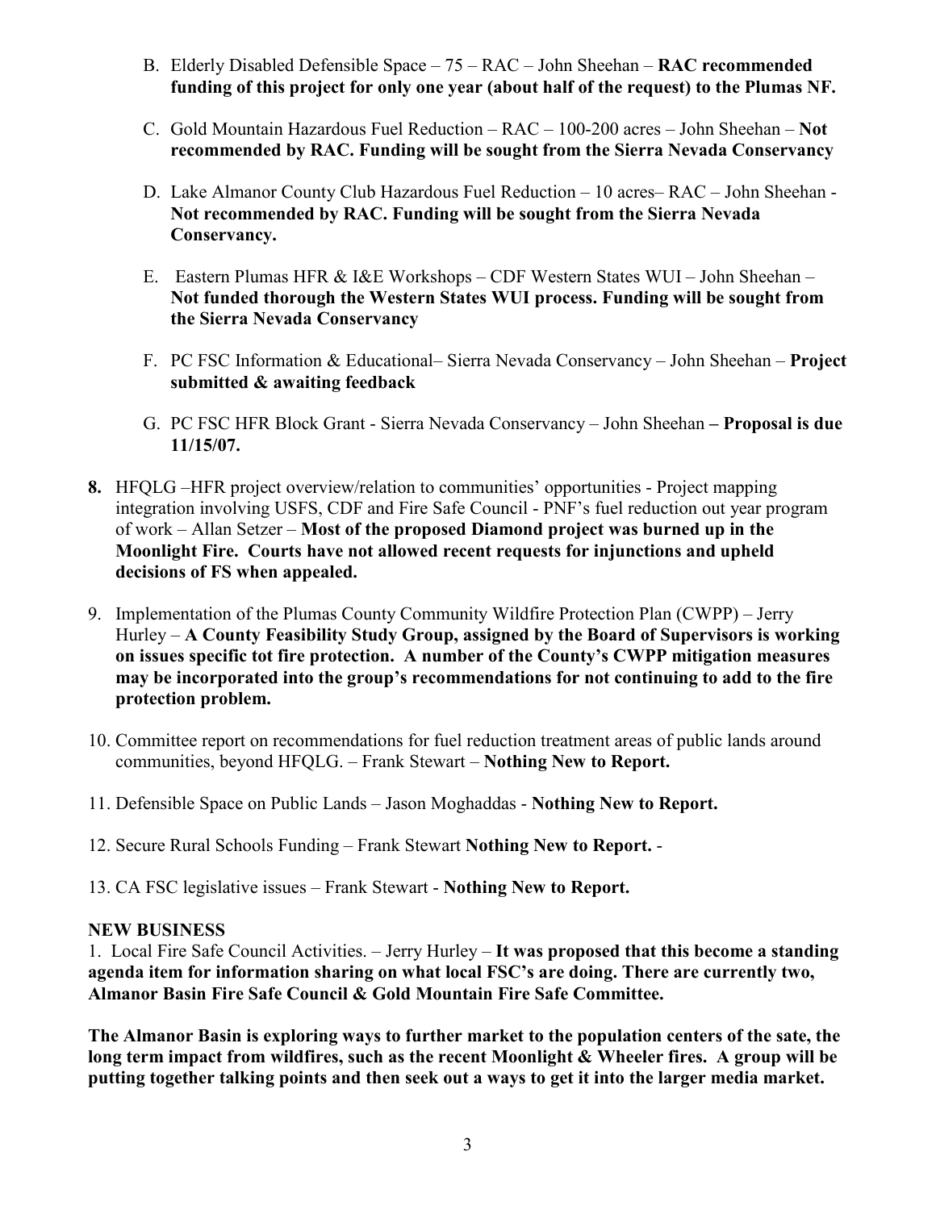B. Elderly Disabled Defensible Space – 75 – RAC – John Sheehan – **RAC recommended funding of this project for only one year (about half of the request) to the Plumas NF.**

C. Gold Mountain Hazardous Fuel Reduction – RAC – 100-200 acres – John Sheehan – **Not recommended by RAC. Funding will be sought from the Sierra Nevada Conservancy**

D. Lake Almanor County Club Hazardous Fuel Reduction – 10 acres– RAC – John Sheehan - **Not recommended by RAC. Funding will be sought from the Sierra Nevada Conservancy.**

E. Eastern Plumas HFR & I&E Workshops – CDF Western States WUI – John Sheehan – **Not funded thorough the Western States WUI process. Funding will be sought from the Sierra Nevada Conservancy**

F. PC FSC Information & Educational– Sierra Nevada Conservancy – John Sheehan – **Project submitted & awaiting feedback**

G. PC FSC HFR Block Grant - Sierra Nevada Conservancy – John Sheehan **– Proposal is due 11/15/07.**

**8.** HFQLG –HFR project overview/relation to communities' opportunities - Project mapping integration involving USFS, CDF and Fire Safe Council - PNF's fuel reduction out year program of work – Allan Setzer – **Most of the proposed Diamond project was burned up in the Moonlight Fire. Courts have not allowed recent requests for injunctions and upheld decisions of FS when appealed.**

9. Implementation of the Plumas County Community Wildfire Protection Plan (CWPP) – Jerry Hurley – **A County Feasibility Study Group, assigned by the Board of Supervisors is working on issues specific tot fire protection. A number of the County's CWPP mitigation measures may be incorporated into the group's recommendations for not continuing to add to the fire protection problem.**

10. Committee report on recommendations for fuel reduction treatment areas of public lands around communities, beyond HFQLG. – Frank Stewart – **Nothing New to Report.**

11. Defensible Space on Public Lands – Jason Moghaddas - **Nothing New to Report.**

12. Secure Rural Schools Funding – Frank Stewart **Nothing New to Report.** -

13. CA FSC legislative issues – Frank Stewart - **Nothing New to Report.**

**NEW BUSINESS**

1. Local Fire Safe Council Activities. – Jerry Hurley – **It was proposed that this become a standing agenda item for information sharing on what local FSC's are doing. There are currently two, Almanor Basin Fire Safe Council & Gold Mountain Fire Safe Committee.**

**The Almanor Basin is exploring ways to further market to the population centers of the sate, the long term impact from wildfires, such as the recent Moonlight & Wheeler fires. A group will be putting together talking points and then seek out a ways to get it into the larger media market.**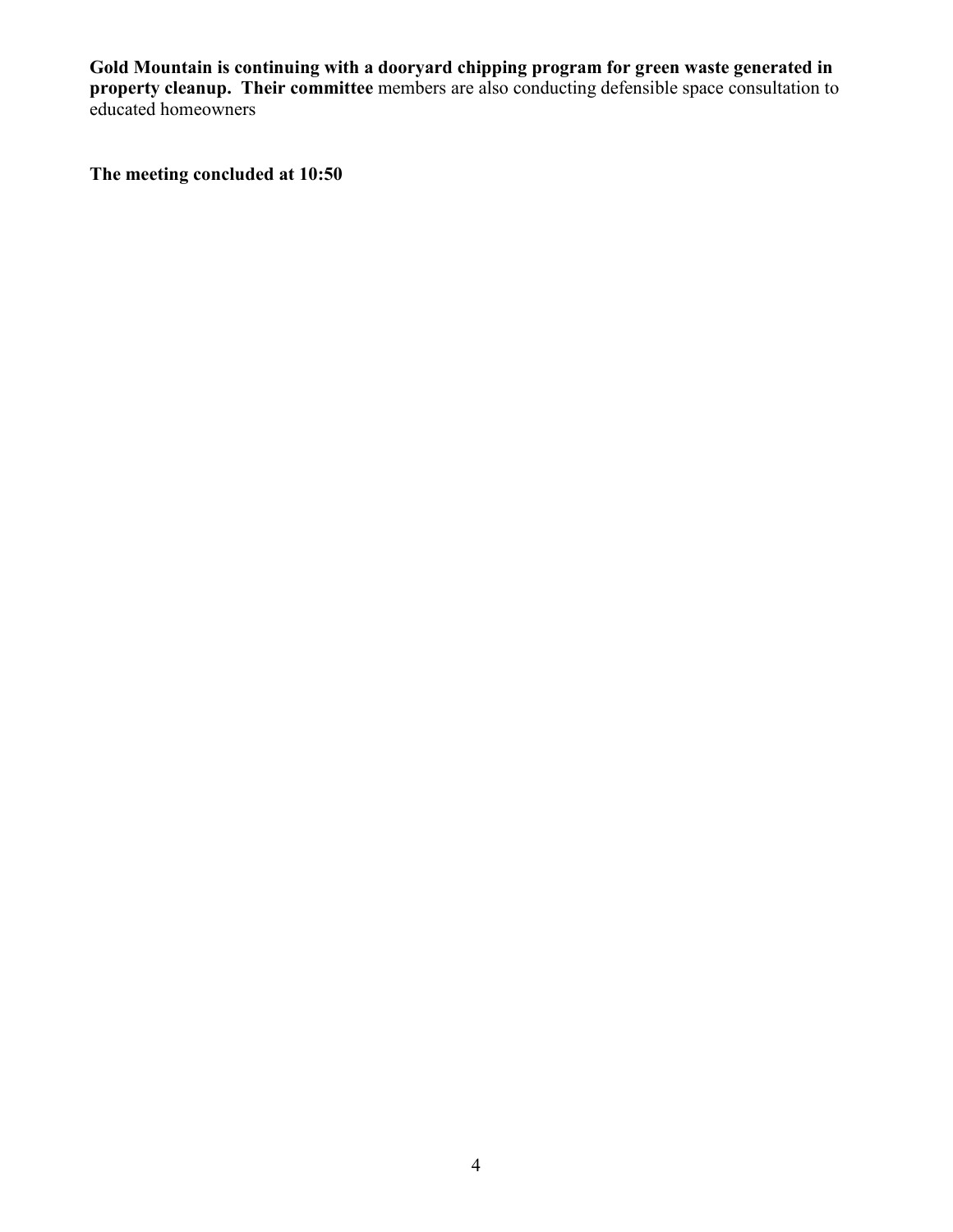**Gold Mountain is continuing with a dooryard chipping program for green waste generated in property cleanup. Their committee** members are also conducting defensible space consultation to educated homeowners

**The meeting concluded at 10:50**